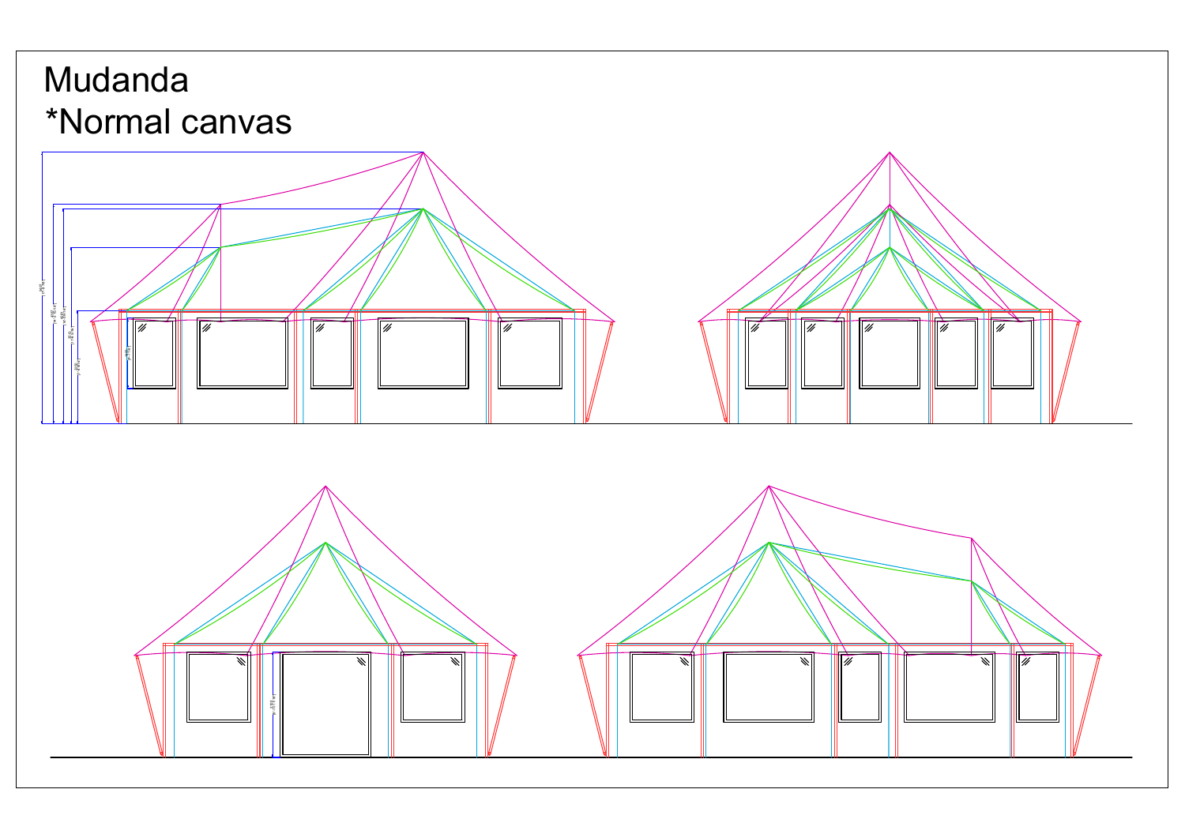# Mudanda

## *Normal canvas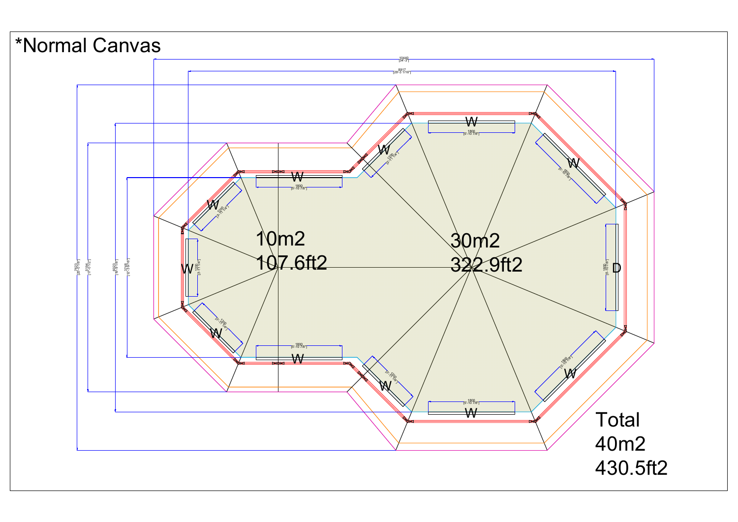*Normal Canvas

10m2
107.6ft2

30m2
322.9ft2

Total
40m2
430.5ft2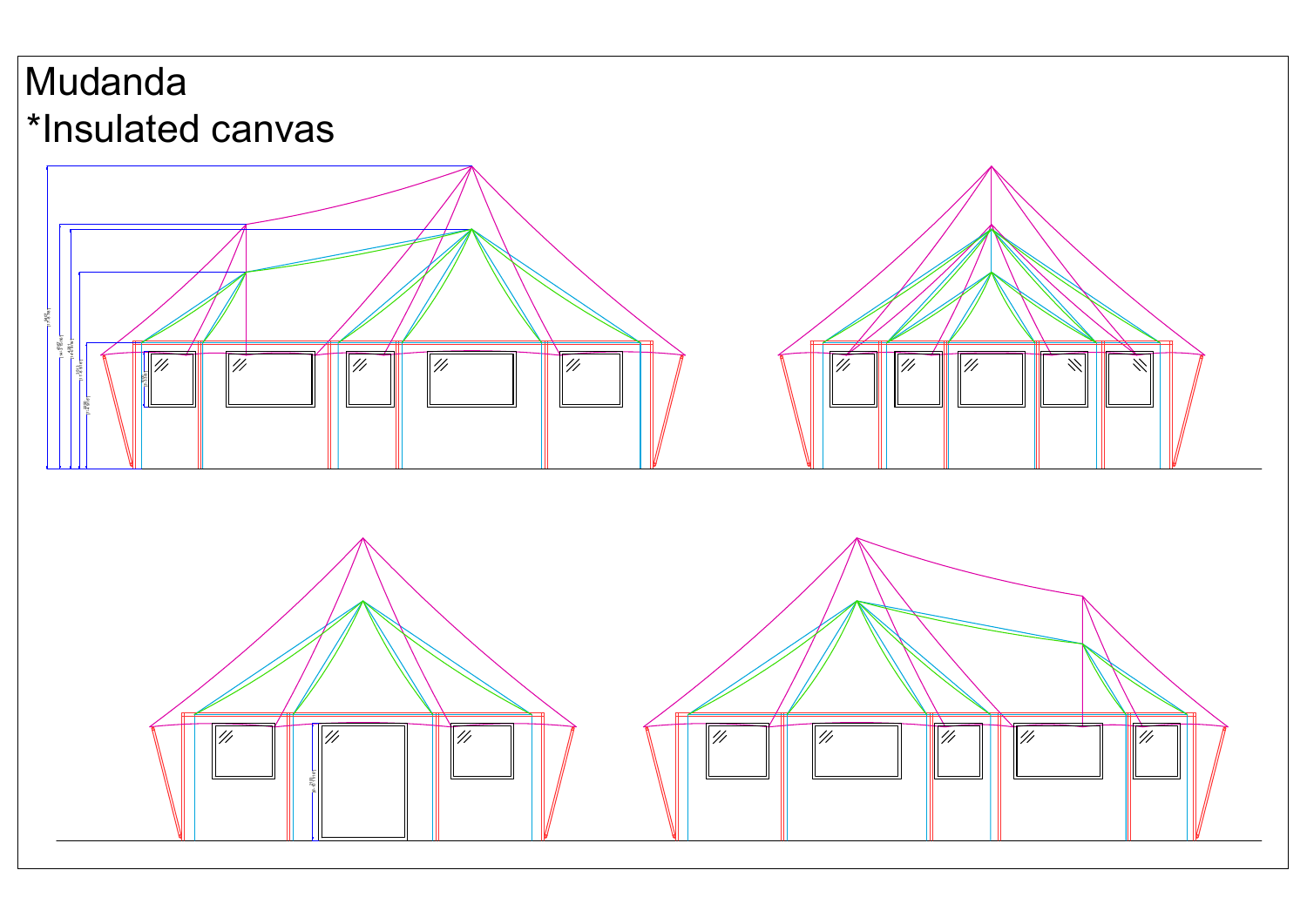# Mudanda

# *Insulated canvas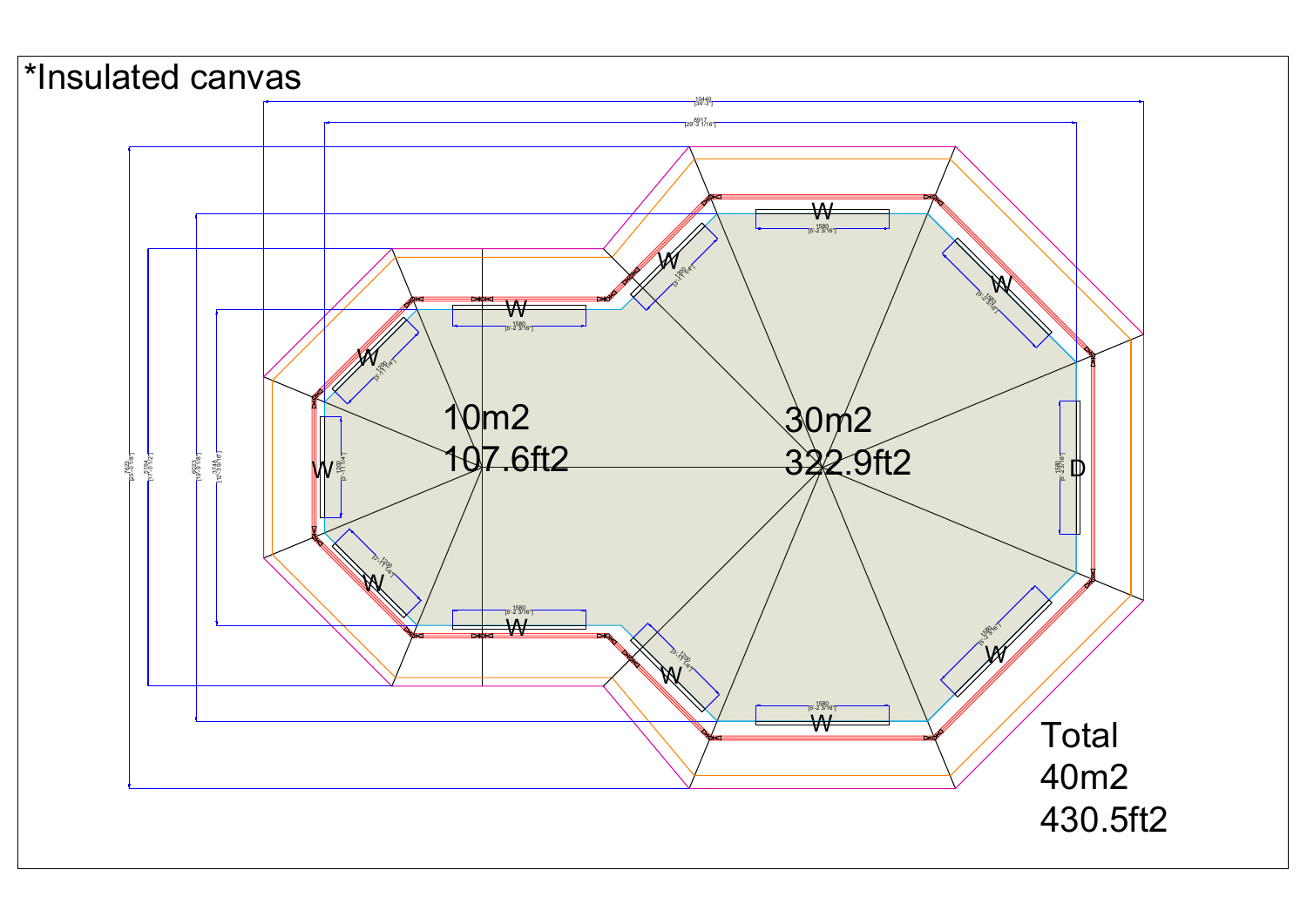*Insulated canvas

10m2
107.6ft2

30m2
322.9ft2

Total
40m2
430.5ft2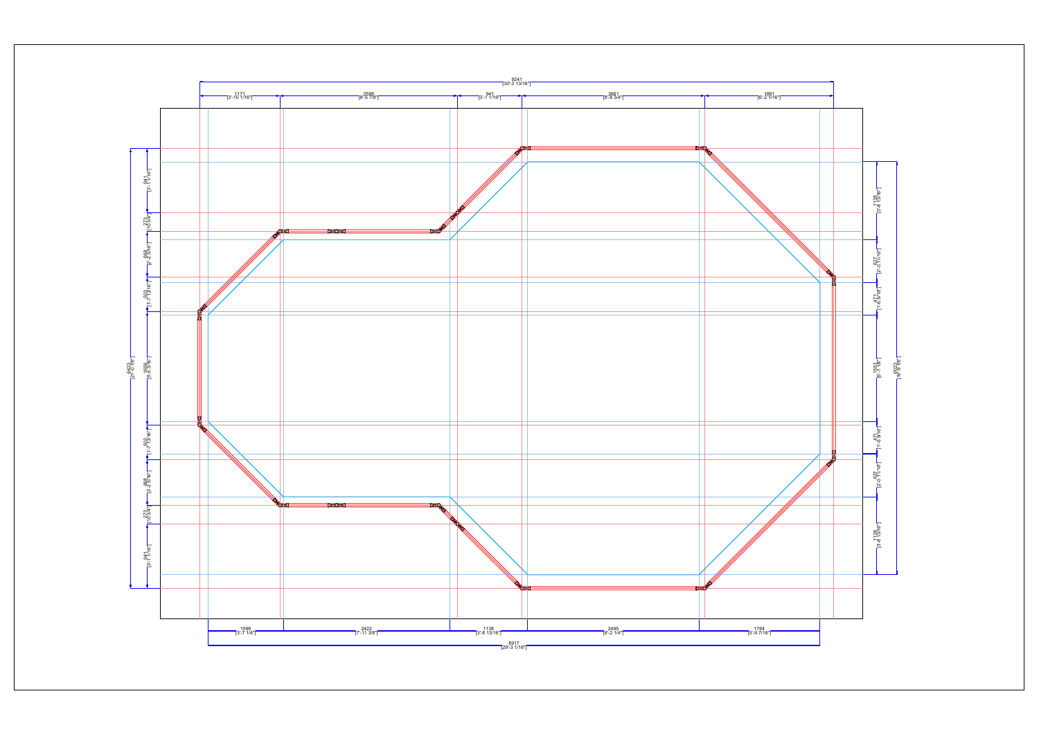9241
[30'-3 13/16"]

| 1171 | 2588 | 941 | 2661 | 1881 |
|---|---|---|---|---|
| [3'-10 1/16"] | [8'-5 7/8"] | [3'-1 1/16"] | [8'-8 3/4"] | [6'-2 1/16"] |

6423
[21'-0 7/8"]

| 941 | 273 | 868 | 503 | 1656 | 503 | 868 | 273 | 941 |
|---|---|---|---|---|---|---|---|---|
| [3'-1 1/16"] | [10 3/4"] | [2'-10 3/16"] | [1'-7 13/16"] | [5'-5 3/16"] | [1'-7 13/16"] | [2'-10 3/16"] | [10 3/4"] | [3'-1 1/16"] |

6023
[19'-9 1/8"]

| 1138 | 627 | 471 | 1653 | 471 | 627 | 1138 |
|---|---|---|---|---|---|---|
| [3'-8 13/16"] | [2'-0 11/16"] | [1'-6 9/16"] | [5'-5 1/8"] | [1'-6 9/16"] | [2'-0 11/16"] | [3'-8 13/16"] |

| 1098 | 2422 | 1138 | 2495 | 1764 |
|---|---|---|---|---|
| [3'-7 1/4"] | [7'-11 3/8"] | [3'-8 13/16"] | [8'-2 1/4"] | [5'-9 7/16"] |

8917
[29'-3 1/16"]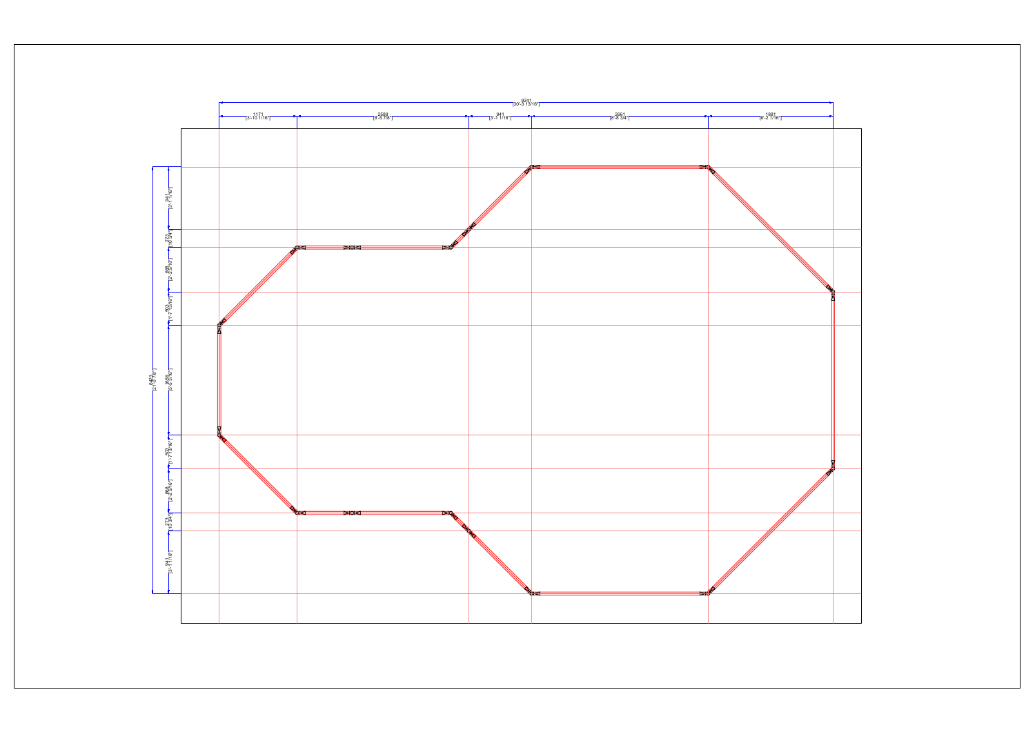9241
[30'-3 13/16"]

1171
[3'-10 1/16"]

2588
[8'-5 7/8"]

941
[3'-1 1/16"]

2661
[8'-8 3/4"]

1881
[6'-2 1/16"]

6423
[21'-0 7/8"]

941
[3'-1 1/16"]

273
[10 3/4"]

669
[2'-2 5/16"]

503
[1'-7 13/16"]

1656
[5'-5 3/16"]

503
[1'-7 13/16"]

669
[2'-2 5/16"]

273
[10 3/4"]

941
[3'-1 1/16"]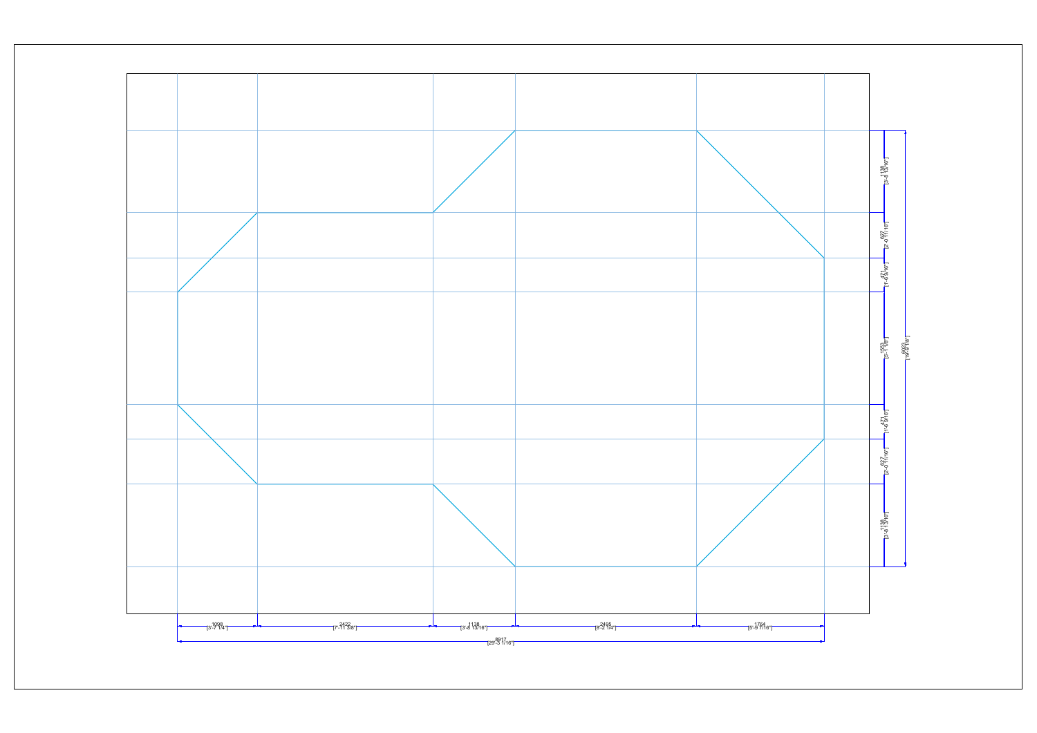1098
[3'-7 1/4"]
2422
[7'-11 3/8"]
1138
[3'-8 13/16"]
2495
[8'-2 1/4"]
1784
[5'-9 7/16"]
8917
[29'-3 1/16"]

1138
[3'-8 13/16"]
627
[2'-0 11/16"]
471
[1'-6 9/16"]
1553
[5'-1 1/8"]
471
[1'-6 9/16"]
627
[2'-0 11/16"]
1138
[3'-8 13/16"]
6023
[19'-9 1/8"]